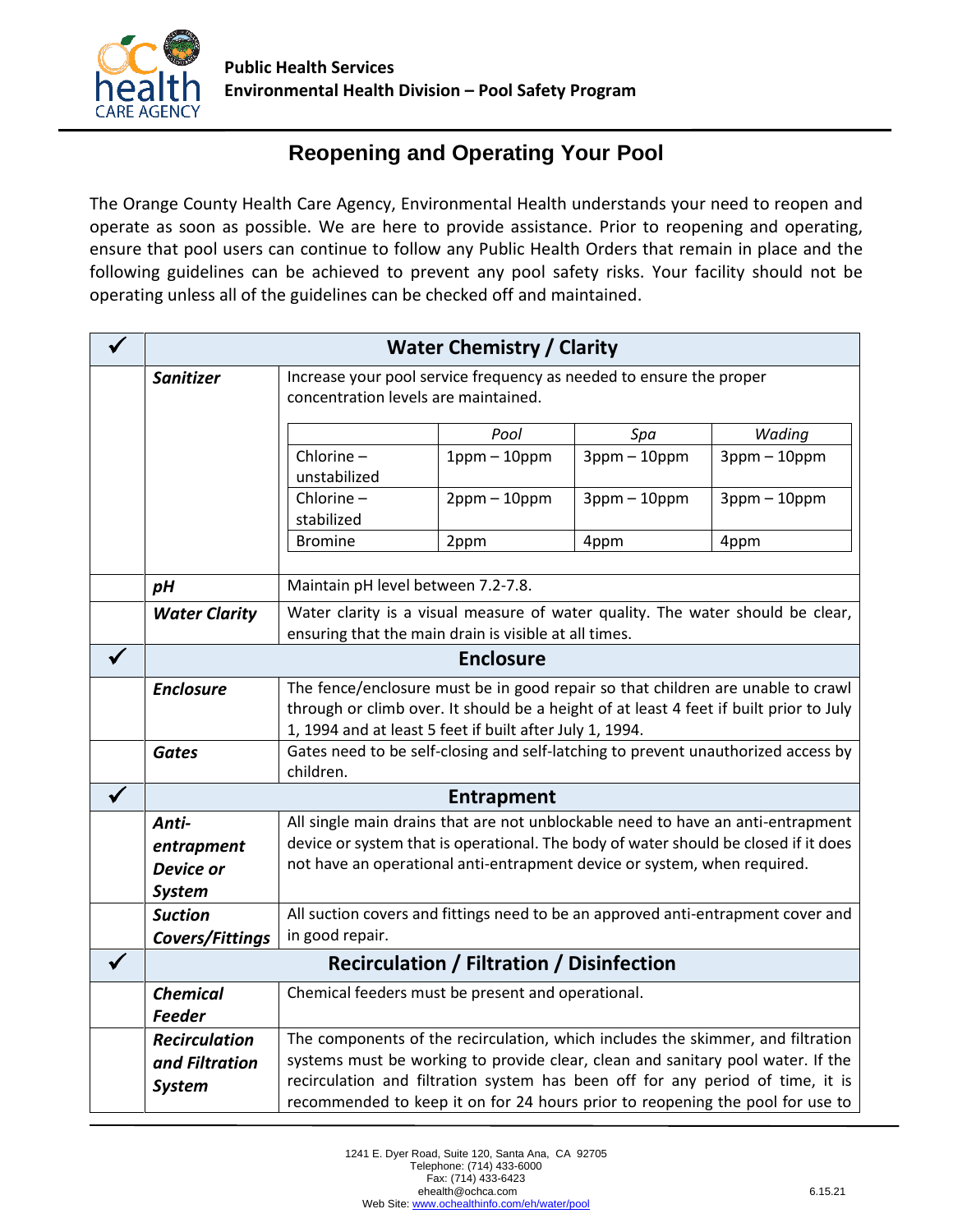**Public Health Services**
**Environmental Health Division – Pool Safety Program**

# Reopening and Operating Your Pool

The Orange County Health Care Agency, Environmental Health understands your need to reopen and operate as soon as possible. We are here to provide assistance. Prior to reopening and operating, ensure that pool users can continue to follow any Public Health Orders that remain in place and the following guidelines can be achieved to prevent any pool safety risks. Your facility should not be operating unless all of the guidelines can be checked off and maintained.

| ✓ | **Water Chemistry / Clarity** | |
|---|---|---|
| | ***Sanitizer*** | Increase your pool service frequency as needed to ensure the proper concentration levels are maintained. |
| | ***pH*** | Maintain pH level between 7.2-7.8. |
| | ***Water Clarity*** | Water clarity is a visual measure of water quality. The water should be clear, ensuring that the main drain is visible at all times. |
| ✓ | **Enclosure** | |
| | ***Enclosure*** | The fence/enclosure must be in good repair so that children are unable to crawl through or climb over. It should be a height of at least 4 feet if built prior to July 1, 1994 and at least 5 feet if built after July 1, 1994. |
| | ***Gates*** | Gates need to be self-closing and self-latching to prevent unauthorized access by children. |
| ✓ | **Entrapment** | |
| | ***Anti-entrapment Device or System*** | All single main drains that are not unblockable need to have an anti-entrapment device or system that is operational. The body of water should be closed if it does not have an operational anti-entrapment device or system, when required. |
| | ***Suction Covers/Fittings*** | All suction covers and fittings need to be an approved anti-entrapment cover and in good repair. |
| ✓ | **Recirculation / Filtration / Disinfection** | |
| | ***Chemical Feeder*** | Chemical feeders must be present and operational. |
| | ***Recirculation and Filtration System*** | The components of the recirculation, which includes the skimmer, and filtration systems must be working to provide clear, clean and sanitary pool water. If the recirculation and filtration system has been off for any period of time, it is recommended to keep it on for 24 hours prior to reopening the pool for use to |

Sanitizer concentration levels:

| | *Pool* | *Spa* | *Wading* |
|---|---|---|---|
| Chlorine – unstabilized | 1ppm – 10ppm | 3ppm – 10ppm | 3ppm – 10ppm |
| Chlorine – stabilized | 2ppm – 10ppm | 3ppm – 10ppm | 3ppm – 10ppm |
| Bromine | 2ppm | 4ppm | 4ppm |

1241 E. Dyer Road, Suite 120, Santa Ana, CA 92705
Telephone: (714) 433-6000
Fax: (714) 433-6423
ehealth@ochca.com
Web Site: www.ochealthinfo.com/eh/water/pool

6.15.21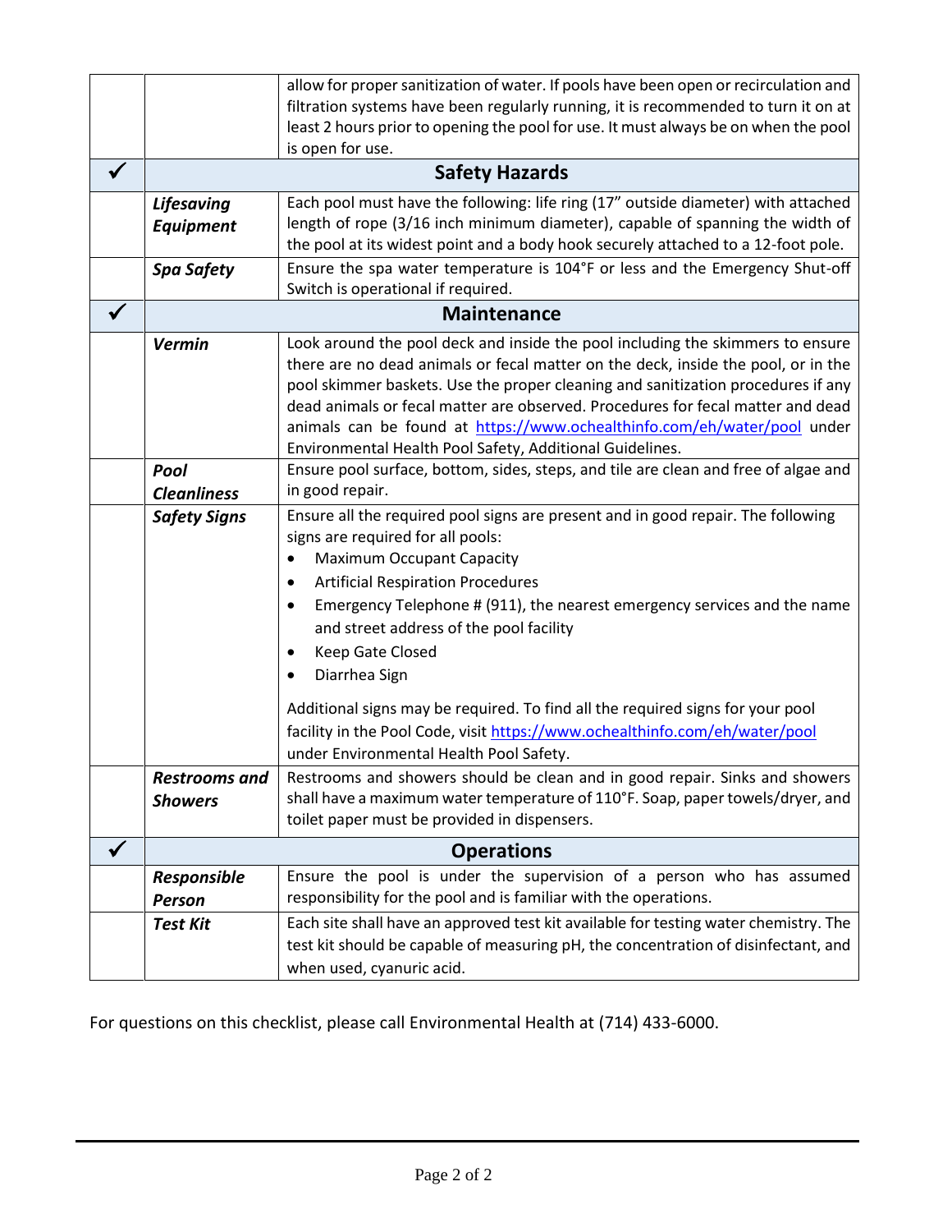| | | |
|---|---|---|
| | | allow for proper sanitization of water. If pools have been open or recirculation and filtration systems have been regularly running, it is recommended to turn it on at least 2 hours prior to opening the pool for use. It must always be on when the pool is open for use. |
| ✓ | **Safety Hazards** | |
| | ***Lifesaving Equipment*** | Each pool must have the following: life ring (17" outside diameter) with attached length of rope (3/16 inch minimum diameter), capable of spanning the width of the pool at its widest point and a body hook securely attached to a 12-foot pole. |
| | ***Spa Safety*** | Ensure the spa water temperature is 104°F or less and the Emergency Shut-off Switch is operational if required. |
| ✓ | **Maintenance** | |
| | ***Vermin*** | Look around the pool deck and inside the pool including the skimmers to ensure there are no dead animals or fecal matter on the deck, inside the pool, or in the pool skimmer baskets. Use the proper cleaning and sanitization procedures if any dead animals or fecal matter are observed. Procedures for fecal matter and dead animals can be found at https://www.ochealthinfo.com/eh/water/pool under Environmental Health Pool Safety, Additional Guidelines. |
| | ***Pool Cleanliness*** | Ensure pool surface, bottom, sides, steps, and tile are clean and free of algae and in good repair. |
| | ***Safety Signs*** | Ensure all the required pool signs are present and in good repair. The following signs are required for all pools:<br>• Maximum Occupant Capacity<br>• Artificial Respiration Procedures<br>• Emergency Telephone # (911), the nearest emergency services and the name and street address of the pool facility<br>• Keep Gate Closed<br>• Diarrhea Sign<br><br>Additional signs may be required. To find all the required signs for your pool facility in the Pool Code, visit https://www.ochealthinfo.com/eh/water/pool under Environmental Health Pool Safety. |
| | ***Restrooms and Showers*** | Restrooms and showers should be clean and in good repair. Sinks and showers shall have a maximum water temperature of 110°F. Soap, paper towels/dryer, and toilet paper must be provided in dispensers. |
| ✓ | **Operations** | |
| | ***Responsible Person*** | Ensure the pool is under the supervision of a person who has assumed responsibility for the pool and is familiar with the operations. |
| | ***Test Kit*** | Each site shall have an approved test kit available for testing water chemistry. The test kit should be capable of measuring pH, the concentration of disinfectant, and when used, cyanuric acid. |

For questions on this checklist, please call Environmental Health at (714) 433-6000.